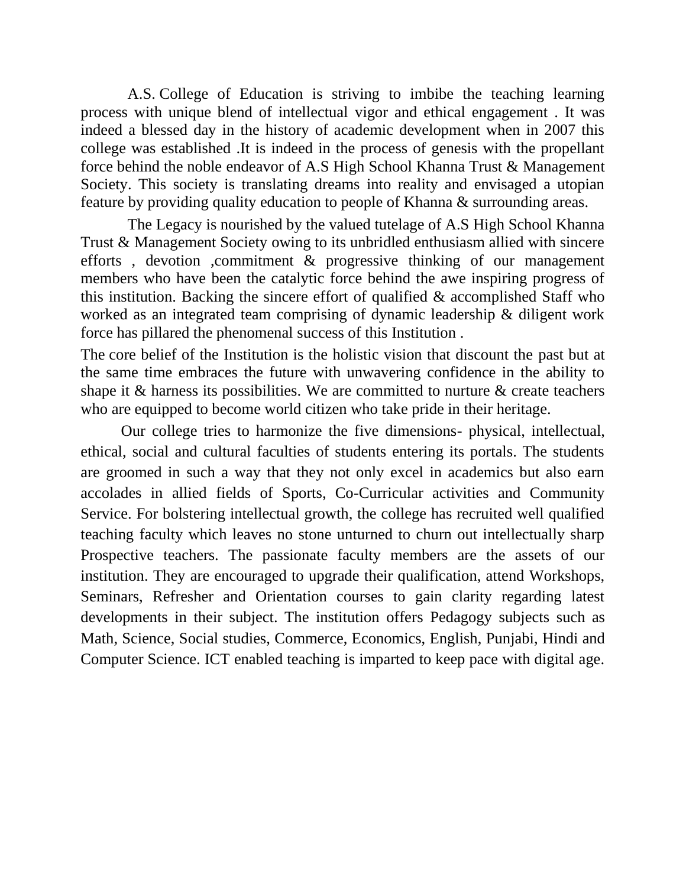A.S. College of Education is striving to imbibe the teaching learning process with unique blend of intellectual vigor and ethical engagement . It was indeed a blessed day in the history of academic development when in 2007 this college was established .It is indeed in the process of genesis with the propellant force behind the noble endeavor of A.S High School Khanna Trust & Management Society. This society is translating dreams into reality and envisaged a utopian feature by providing quality education to people of Khanna & surrounding areas.

The Legacy is nourished by the valued tutelage of A.S High School Khanna Trust & Management Society owing to its unbridled enthusiasm allied with sincere efforts , devotion ,commitment & progressive thinking of our management members who have been the catalytic force behind the awe inspiring progress of this institution. Backing the sincere effort of qualified & accomplished Staff who worked as an integrated team comprising of dynamic leadership & diligent work force has pillared the phenomenal success of this Institution .

The core belief of the Institution is the holistic vision that discount the past but at the same time embraces the future with unwavering confidence in the ability to shape it & harness its possibilities. We are committed to nurture & create teachers who are equipped to become world citizen who take pride in their heritage.

Our college tries to harmonize the five dimensions- physical, intellectual, ethical, social and cultural faculties of students entering its portals. The students are groomed in such a way that they not only excel in academics but also earn accolades in allied fields of Sports, Co-Curricular activities and Community Service. For bolstering intellectual growth, the college has recruited well qualified teaching faculty which leaves no stone unturned to churn out intellectually sharp Prospective teachers. The passionate faculty members are the assets of our institution. They are encouraged to upgrade their qualification, attend Workshops, Seminars, Refresher and Orientation courses to gain clarity regarding latest developments in their subject. The institution offers Pedagogy subjects such as Math, Science, Social studies, Commerce, Economics, English, Punjabi, Hindi and Computer Science. ICT enabled teaching is imparted to keep pace with digital age.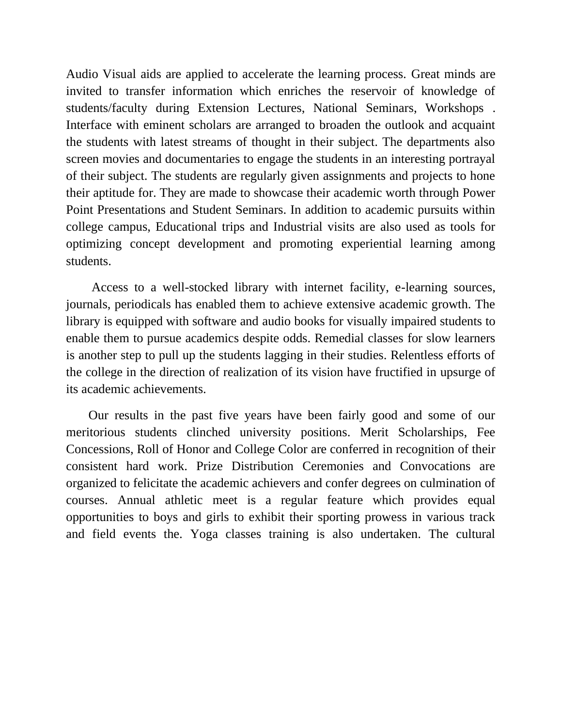Audio Visual aids are applied to accelerate the learning process. Great minds are invited to transfer information which enriches the reservoir of knowledge of students/faculty during Extension Lectures, National Seminars, Workshops . Interface with eminent scholars are arranged to broaden the outlook and acquaint the students with latest streams of thought in their subject. The departments also screen movies and documentaries to engage the students in an interesting portrayal of their subject. The students are regularly given assignments and projects to hone their aptitude for. They are made to showcase their academic worth through Power Point Presentations and Student Seminars. In addition to academic pursuits within college campus, Educational trips and Industrial visits are also used as tools for optimizing concept development and promoting experiential learning among students.

Access to a well-stocked library with internet facility, e-learning sources, journals, periodicals has enabled them to achieve extensive academic growth. The library is equipped with software and audio books for visually impaired students to enable them to pursue academics despite odds. Remedial classes for slow learners is another step to pull up the students lagging in their studies. Relentless efforts of the college in the direction of realization of its vision have fructified in upsurge of its academic achievements.

Our results in the past five years have been fairly good and some of our meritorious students clinched university positions. Merit Scholarships, Fee Concessions, Roll of Honor and College Color are conferred in recognition of their consistent hard work. Prize Distribution Ceremonies and Convocations are organized to felicitate the academic achievers and confer degrees on culmination of courses. Annual athletic meet is a regular feature which provides equal opportunities to boys and girls to exhibit their sporting prowess in various track and field events the. Yoga classes training is also undertaken. The cultural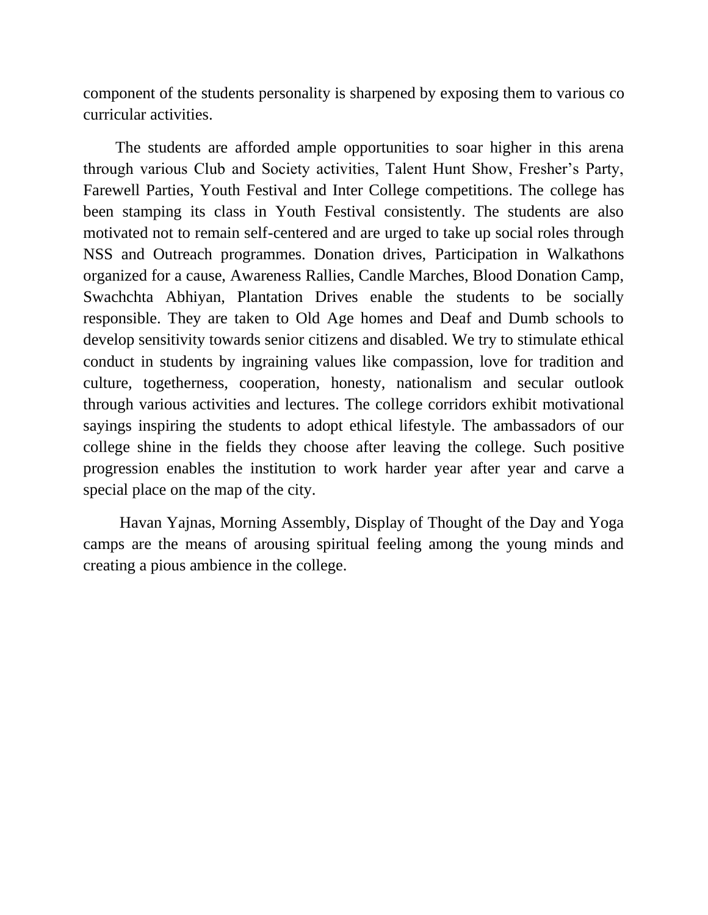component of the students personality is sharpened by exposing them to various co curricular activities.

The students are afforded ample opportunities to soar higher in this arena through various Club and Society activities, Talent Hunt Show, Fresher's Party, Farewell Parties, Youth Festival and Inter College competitions. The college has been stamping its class in Youth Festival consistently. The students are also motivated not to remain self-centered and are urged to take up social roles through NSS and Outreach programmes. Donation drives, Participation in Walkathons organized for a cause, Awareness Rallies, Candle Marches, Blood Donation Camp, Swachchta Abhiyan, Plantation Drives enable the students to be socially responsible. They are taken to Old Age homes and Deaf and Dumb schools to develop sensitivity towards senior citizens and disabled. We try to stimulate ethical conduct in students by ingraining values like compassion, love for tradition and culture, togetherness, cooperation, honesty, nationalism and secular outlook through various activities and lectures. The college corridors exhibit motivational sayings inspiring the students to adopt ethical lifestyle. The ambassadors of our college shine in the fields they choose after leaving the college. Such positive progression enables the institution to work harder year after year and carve a special place on the map of the city.

Havan Yajnas, Morning Assembly, Display of Thought of the Day and Yoga camps are the means of arousing spiritual feeling among the young minds and creating a pious ambience in the college.